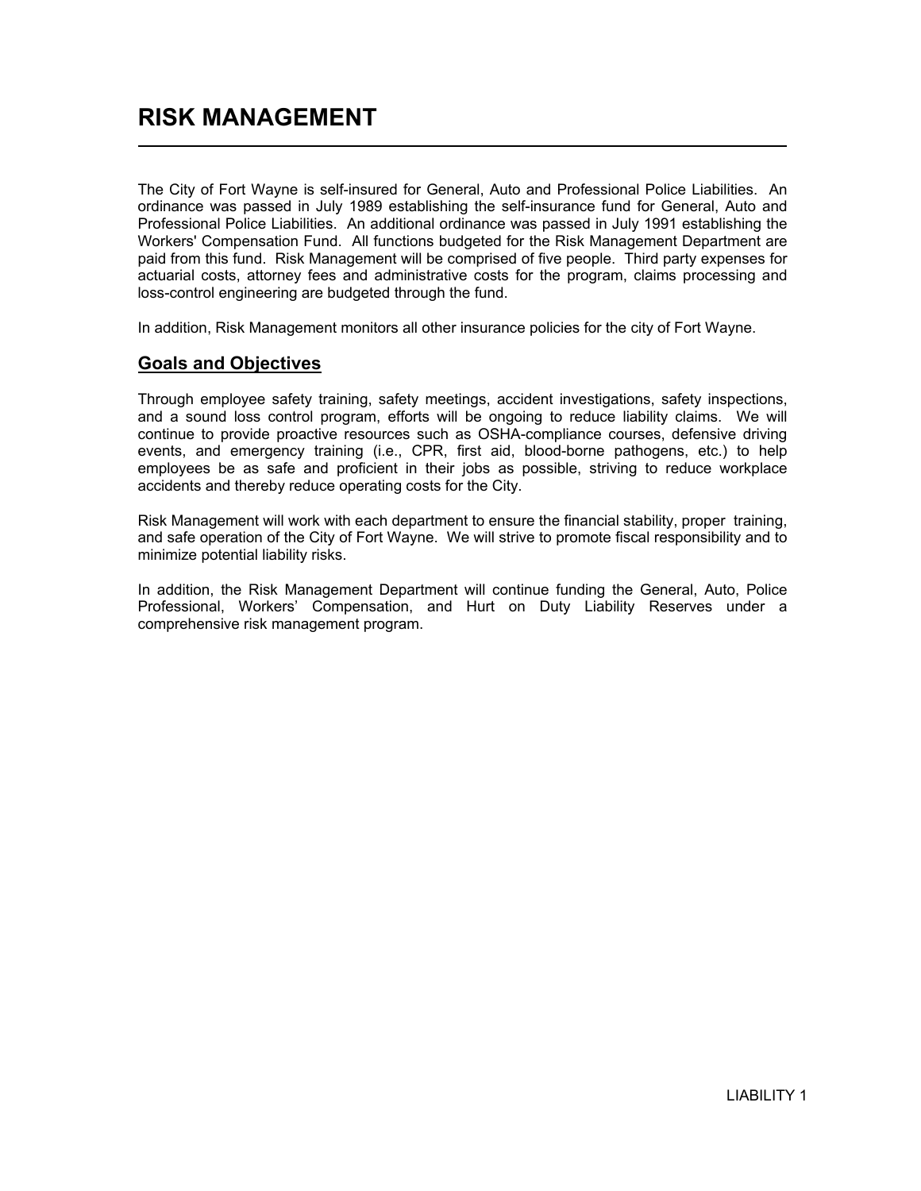# RISK MANAGEMENT

The City of Fort Wayne is self-insured for General, Auto and Professional Police Liabilities. An ordinance was passed in July 1989 establishing the self-insurance fund for General, Auto and Professional Police Liabilities. An additional ordinance was passed in July 1991 establishing the Workers' Compensation Fund. All functions budgeted for the Risk Management Department are paid from this fund. Risk Management will be comprised of five people. Third party expenses for actuarial costs, attorney fees and administrative costs for the program, claims processing and loss-control engineering are budgeted through the fund.

In addition, Risk Management monitors all other insurance policies for the city of Fort Wayne.

## Goals and Objectives

Through employee safety training, safety meetings, accident investigations, safety inspections, and a sound loss control program, efforts will be ongoing to reduce liability claims. We will continue to provide proactive resources such as OSHA-compliance courses, defensive driving events, and emergency training (i.e., CPR, first aid, blood-borne pathogens, etc.) to help employees be as safe and proficient in their jobs as possible, striving to reduce workplace accidents and thereby reduce operating costs for the City.

Risk Management will work with each department to ensure the financial stability, proper training, and safe operation of the City of Fort Wayne. We will strive to promote fiscal responsibility and to minimize potential liability risks.

In addition, the Risk Management Department will continue funding the General, Auto, Police Professional, Workers' Compensation, and Hurt on Duty Liability Reserves under a comprehensive risk management program.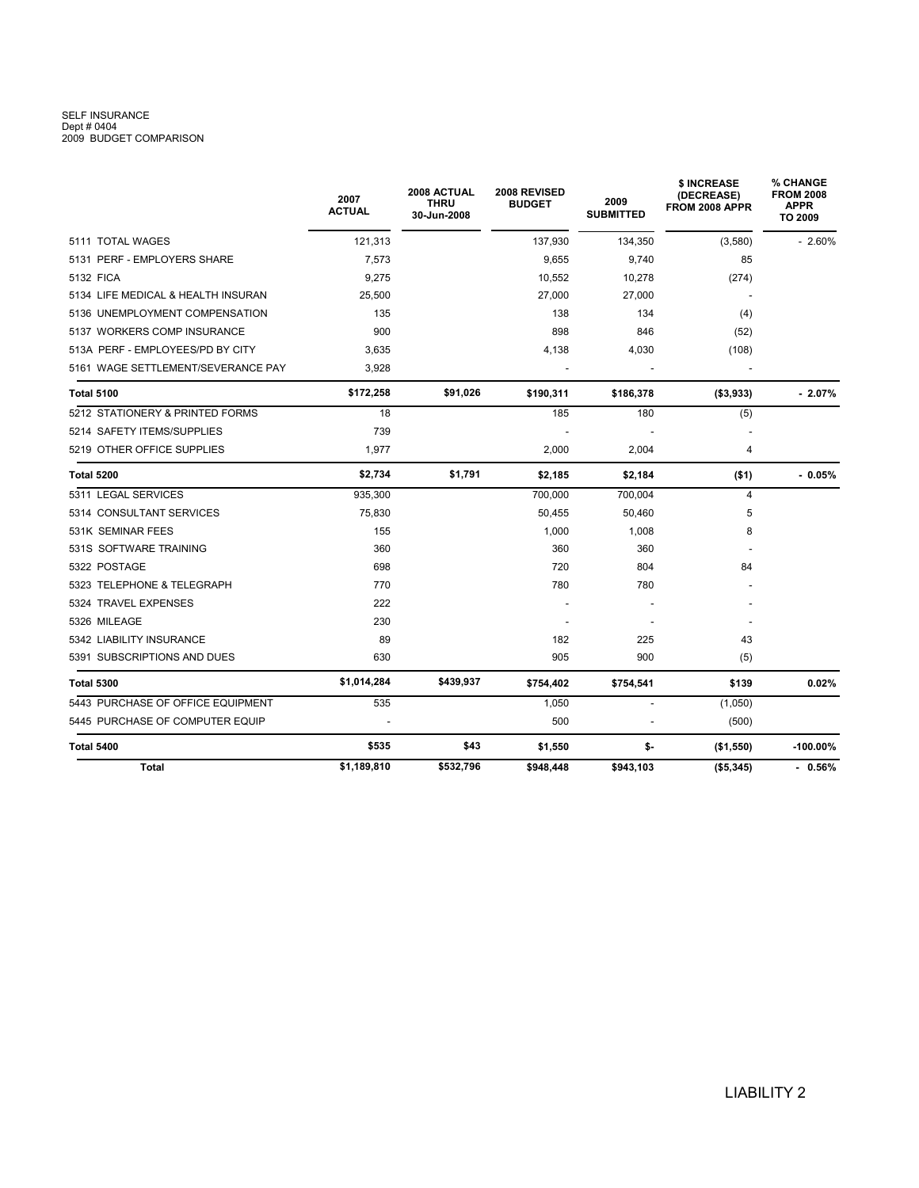SELF INSURANCE
Dept # 0404
2009 BUDGET COMPARISON

| | 2007 ACTUAL | 2008 ACTUAL THRU 30-Jun-2008 | 2008 REVISED BUDGET | 2009 SUBMITTED | $ INCREASE (DECREASE) FROM 2008 APPR | % CHANGE FROM 2008 APPR TO 2009 |
|---|---|---|---|---|---|---|
| 5111 TOTAL WAGES | 121,313 | | 137,930 | 134,350 | (3,580) | - 2.60% |
| 5131 PERF - EMPLOYERS SHARE | 7,573 | | 9,655 | 9,740 | 85 | |
| 5132 FICA | 9,275 | | 10,552 | 10,278 | (274) | |
| 5134 LIFE MEDICAL & HEALTH INSURAN | 25,500 | | 27,000 | 27,000 | - | |
| 5136 UNEMPLOYMENT COMPENSATION | 135 | | 138 | 134 | (4) | |
| 5137 WORKERS COMP INSURANCE | 900 | | 898 | 846 | (52) | |
| 513A PERF - EMPLOYEES/PD BY CITY | 3,635 | | 4,138 | 4,030 | (108) | |
| 5161 WAGE SETTLEMENT/SEVERANCE PAY | 3,928 | | - | - | - | |
| **Total 5100** | **$172,258** | **$91,026** | **$190,311** | **$186,378** | **($3,933)** | **- 2.07%** |
| 5212 STATIONERY & PRINTED FORMS | 18 | | 185 | 180 | (5) | |
| 5214 SAFETY ITEMS/SUPPLIES | 739 | | - | - | - | |
| 5219 OTHER OFFICE SUPPLIES | 1,977 | | 2,000 | 2,004 | 4 | |
| **Total 5200** | **$2,734** | **$1,791** | **$2,185** | **$2,184** | **($1)** | **- 0.05%** |
| 5311 LEGAL SERVICES | 935,300 | | 700,000 | 700,004 | 4 | |
| 5314 CONSULTANT SERVICES | 75,830 | | 50,455 | 50,460 | 5 | |
| 531K SEMINAR FEES | 155 | | 1,000 | 1,008 | 8 | |
| 531S SOFTWARE TRAINING | 360 | | 360 | 360 | - | |
| 5322 POSTAGE | 698 | | 720 | 804 | 84 | |
| 5323 TELEPHONE & TELEGRAPH | 770 | | 780 | 780 | - | |
| 5324 TRAVEL EXPENSES | 222 | | - | - | - | |
| 5326 MILEAGE | 230 | | - | - | - | |
| 5342 LIABILITY INSURANCE | 89 | | 182 | 225 | 43 | |
| 5391 SUBSCRIPTIONS AND DUES | 630 | | 905 | 900 | (5) | |
| **Total 5300** | **$1,014,284** | **$439,937** | **$754,402** | **$754,541** | **$139** | **0.02%** |
| 5443 PURCHASE OF OFFICE EQUIPMENT | 535 | | 1,050 | - | (1,050) | |
| 5445 PURCHASE OF COMPUTER EQUIP | - | | 500 | - | (500) | |
| **Total 5400** | **$535** | **$43** | **$1,550** | **$-** | **($1,550)** | **-100.00%** |
| **Total** | **$1,189,810** | **$532,796** | **$948,448** | **$943,103** | **($5,345)** | **- 0.56%** |

LIABILITY 2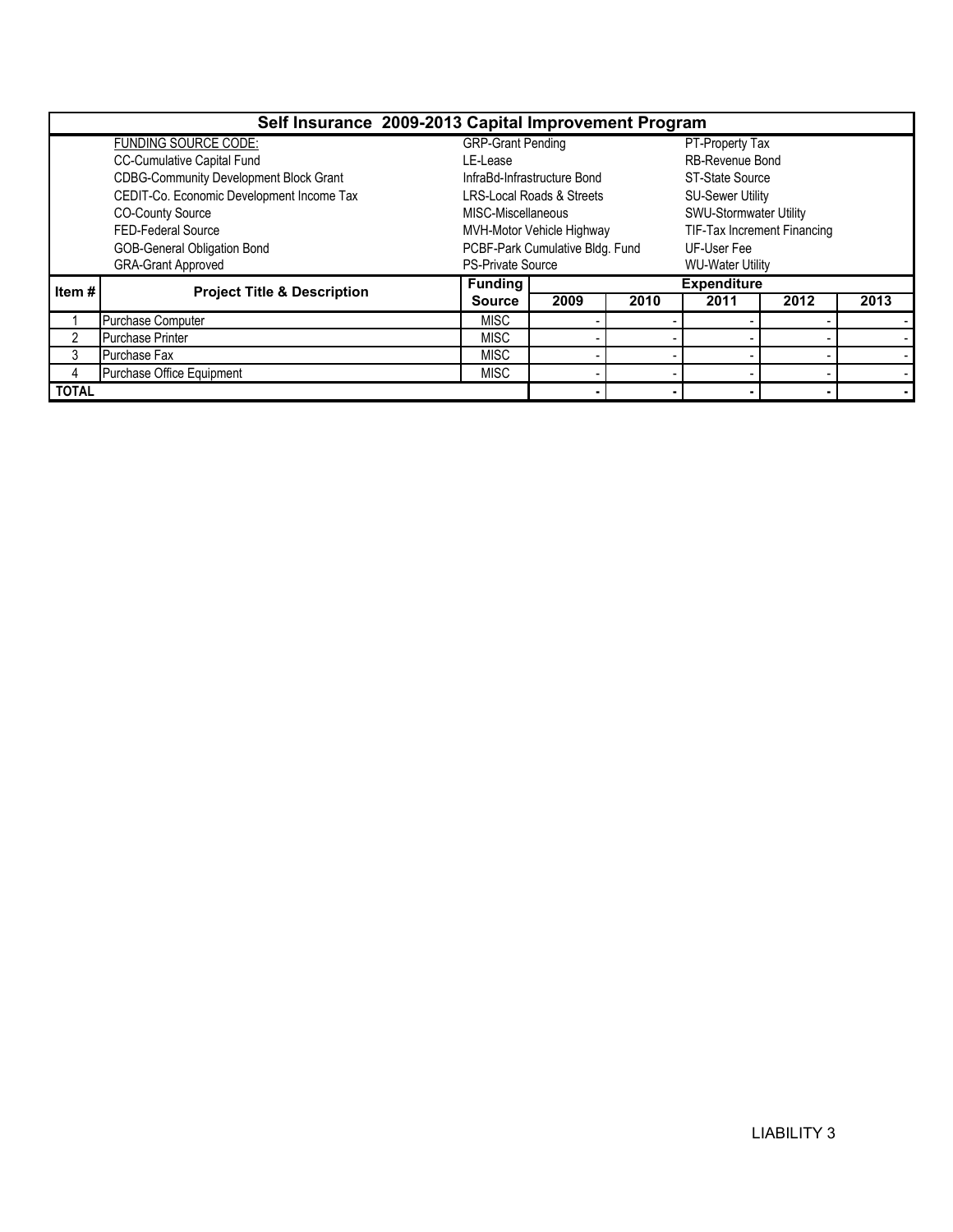# Self Insurance 2009-2013 Capital Improvement Program

FUNDING SOURCE CODE:

| | | |
|---|---|---|
| CC-Cumulative Capital Fund | GRP-Grant Pending | PT-Property Tax |
| CDBG-Community Development Block Grant | LE-Lease | RB-Revenue Bond |
| CEDIT-Co. Economic Development Income Tax | InfraBd-Infrastructure Bond | ST-State Source |
| CO-County Source | LRS-Local Roads & Streets | SU-Sewer Utility |
| FED-Federal Source | MISC-Miscellaneous | SWU-Stormwater Utility |
| GOB-General Obligation Bond | MVH-Motor Vehicle Highway | TIF-Tax Increment Financing |
| GRA-Grant Approved | PCBF-Park Cumulative Bldg. Fund | UF-User Fee |
| | PS-Private Source | WU-Water Utility |

| Item # | Project Title & Description | Funding Source | Expenditure | | | | |
|---|---|---|---|---|---|---|---|
| | | | 2009 | 2010 | 2011 | 2012 | 2013 |
| 1 | Purchase Computer | MISC | - | - | - | - | - |
| 2 | Purchase Printer | MISC | - | - | - | - | - |
| 3 | Purchase Fax | MISC | - | - | - | - | - |
| 4 | Purchase Office Equipment | MISC | - | - | - | - | - |
| **TOTAL** | | | **-** | **-** | **-** | **-** | **-** |

LIABILITY 3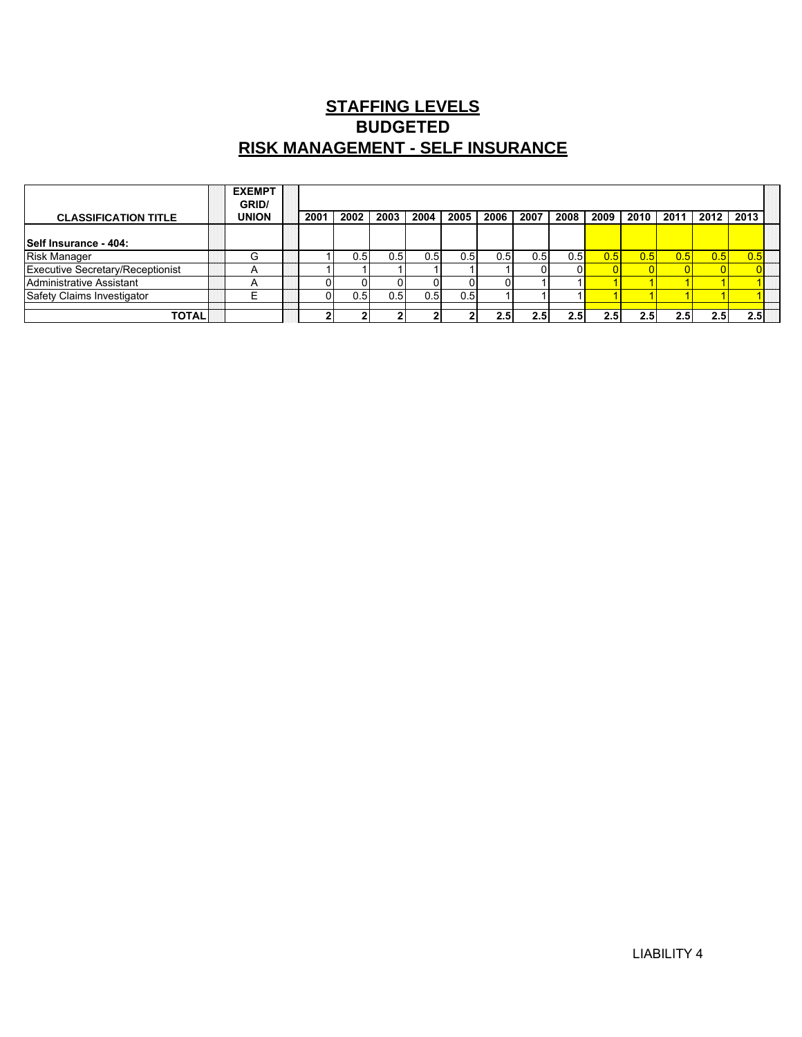# STAFFING LEVELS

# BUDGETED

# RISK MANAGEMENT - SELF INSURANCE

| CLASSIFICATION TITLE | EXEMPT GRID/ UNION | 2001 | 2002 | 2003 | 2004 | 2005 | 2006 | 2007 | 2008 | 2009 | 2010 | 2011 | 2012 | 2013 |
|---|---|---|---|---|---|---|---|---|---|---|---|---|---|---|
| **Self Insurance - 404:** | | | | | | | | | | | | | | |
| Risk Manager | G | 1 | 0.5 | 0.5 | 0.5 | 0.5 | 0.5 | 0.5 | 0.5 | 0.5 | 0.5 | 0.5 | 0.5 | 0.5 |
| Executive Secretary/Receptionist | A | 1 | 1 | 1 | 1 | 1 | 1 | 0 | 0 | 0 | 0 | 0 | 0 | 0 |
| Administrative Assistant | A | 0 | 0 | 0 | 0 | 0 | 0 | 1 | 1 | 1 | 1 | 1 | 1 | 1 |
| Safety Claims Investigator | E | 0 | 0.5 | 0.5 | 0.5 | 0.5 | 1 | 1 | 1 | 1 | 1 | 1 | 1 | 1 |
| **TOTAL** | | **2** | **2** | **2** | **2** | **2** | **2.5** | **2.5** | **2.5** | **2.5** | **2.5** | **2.5** | **2.5** | **2.5** |

LIABILITY 4